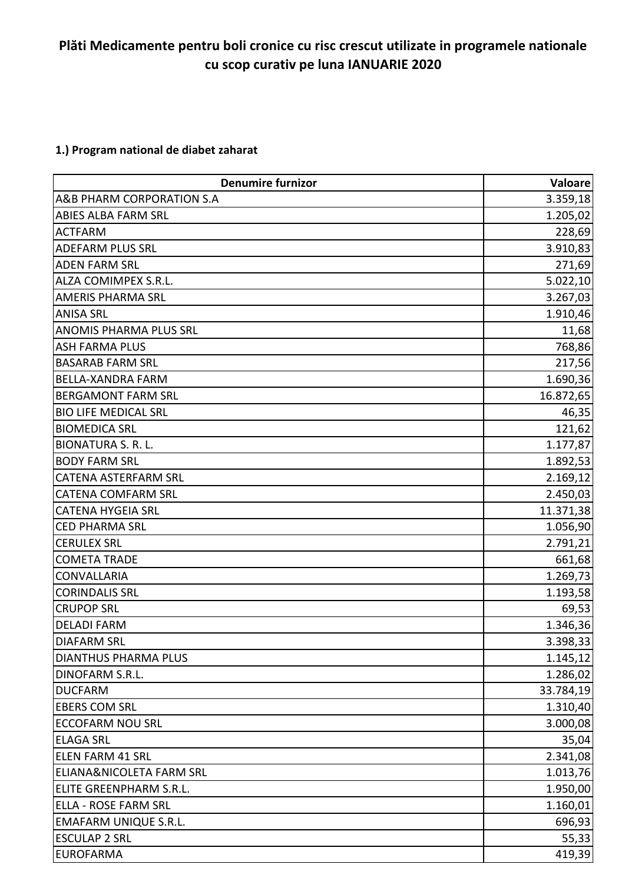# Plăti Medicamente pentru boli cronice cu risc crescut utilizate in programele nationale cu scop curativ pe luna IANUARIE 2020

**1.) Program national de diabet zaharat**

| Denumire furnizor | Valoare |
|---|---|
| A&B PHARM CORPORATION S.A | 3.359,18 |
| ABIES ALBA FARM SRL | 1.205,02 |
| ACTFARM | 228,69 |
| ADEFARM PLUS SRL | 3.910,83 |
| ADEN FARM SRL | 271,69 |
| ALZA COMIMPEX S.R.L. | 5.022,10 |
| AMERIS PHARMA SRL | 3.267,03 |
| ANISA SRL | 1.910,46 |
| ANOMIS PHARMA PLUS SRL | 11,68 |
| ASH FARMA PLUS | 768,86 |
| BASARAB FARM SRL | 217,56 |
| BELLA-XANDRA FARM | 1.690,36 |
| BERGAMONT FARM SRL | 16.872,65 |
| BIO LIFE MEDICAL SRL | 46,35 |
| BIOMEDICA SRL | 121,62 |
| BIONATURA S. R. L. | 1.177,87 |
| BODY FARM SRL | 1.892,53 |
| CATENA ASTERFARM SRL | 2.169,12 |
| CATENA COMFARM SRL | 2.450,03 |
| CATENA HYGEIA SRL | 11.371,38 |
| CED PHARMA SRL | 1.056,90 |
| CERULEX SRL | 2.791,21 |
| COMETA TRADE | 661,68 |
| CONVALLARIA | 1.269,73 |
| CORINDALIS SRL | 1.193,58 |
| CRUPOP SRL | 69,53 |
| DELADI FARM | 1.346,36 |
| DIAFARM SRL | 3.398,33 |
| DIANTHUS PHARMA PLUS | 1.145,12 |
| DINOFARM S.R.L. | 1.286,02 |
| DUCFARM | 33.784,19 |
| EBERS COM SRL | 1.310,40 |
| ECCOFARM NOU SRL | 3.000,08 |
| ELAGA SRL | 35,04 |
| ELEN FARM 41 SRL | 2.341,08 |
| ELIANA&NICOLETA FARM SRL | 1.013,76 |
| ELITE GREENPHARM S.R.L. | 1.950,00 |
| ELLA - ROSE FARM SRL | 1.160,01 |
| EMAFARM UNIQUE S.R.L. | 696,93 |
| ESCULAP 2 SRL | 55,33 |
| EUROFARMA | 419,39 |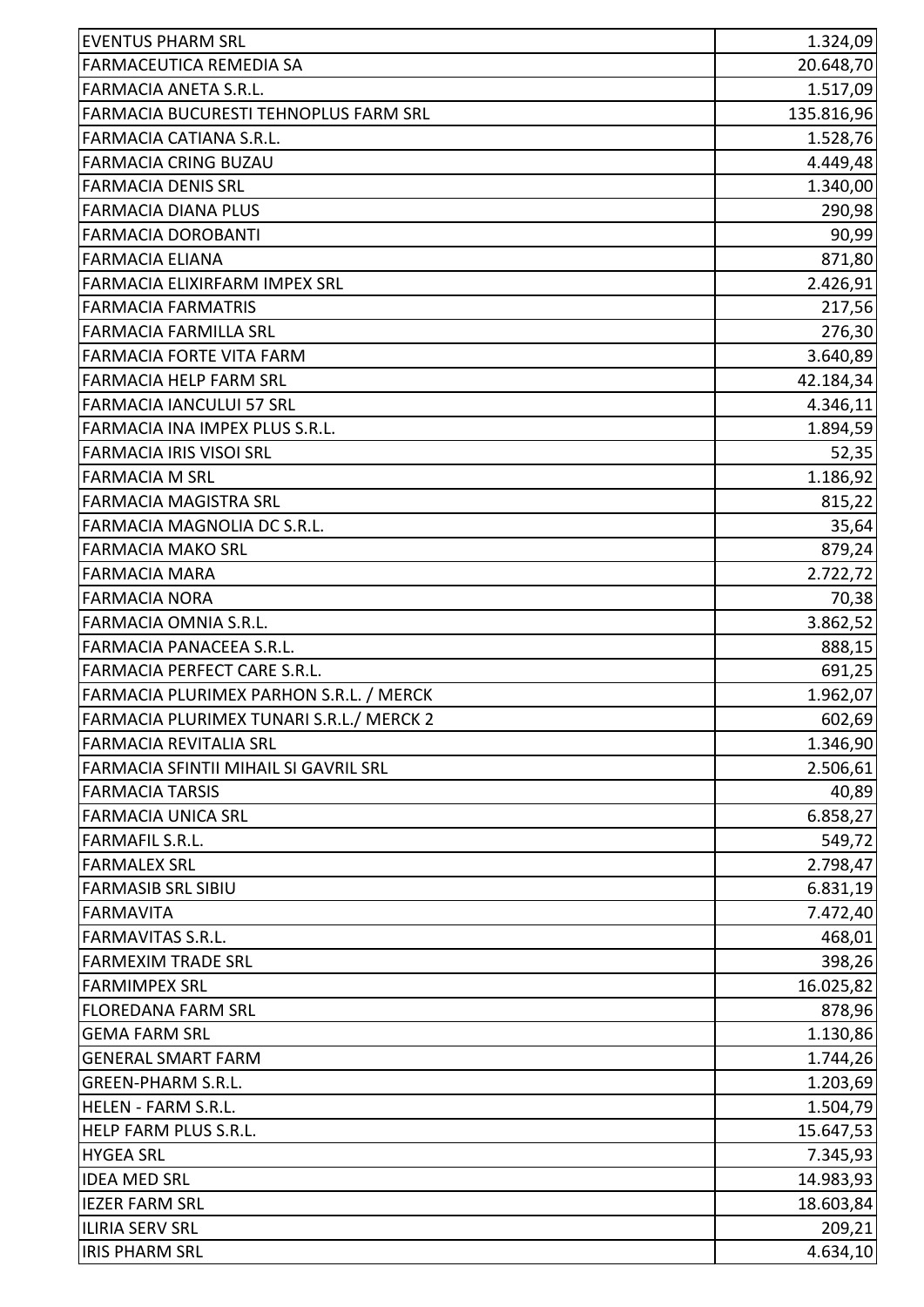| | |
|---|---|
| EVENTUS PHARM SRL | 1.324,09 |
| FARMACEUTICA REMEDIA SA | 20.648,70 |
| FARMACIA ANETA S.R.L. | 1.517,09 |
| FARMACIA BUCURESTI TEHNOPLUS FARM SRL | 135.816,96 |
| FARMACIA CATIANA S.R.L. | 1.528,76 |
| FARMACIA CRING BUZAU | 4.449,48 |
| FARMACIA DENIS SRL | 1.340,00 |
| FARMACIA DIANA PLUS | 290,98 |
| FARMACIA DOROBANTI | 90,99 |
| FARMACIA ELIANA | 871,80 |
| FARMACIA ELIXIRFARM IMPEX SRL | 2.426,91 |
| FARMACIA FARMATRIS | 217,56 |
| FARMACIA FARMILLA SRL | 276,30 |
| FARMACIA FORTE VITA FARM | 3.640,89 |
| FARMACIA HELP FARM SRL | 42.184,34 |
| FARMACIA IANCULUI 57 SRL | 4.346,11 |
| FARMACIA INA IMPEX PLUS S.R.L. | 1.894,59 |
| FARMACIA IRIS VISOI SRL | 52,35 |
| FARMACIA M SRL | 1.186,92 |
| FARMACIA MAGISTRA SRL | 815,22 |
| FARMACIA MAGNOLIA DC S.R.L. | 35,64 |
| FARMACIA MAKO SRL | 879,24 |
| FARMACIA MARA | 2.722,72 |
| FARMACIA NORA | 70,38 |
| FARMACIA OMNIA S.R.L. | 3.862,52 |
| FARMACIA PANACEEA S.R.L. | 888,15 |
| FARMACIA PERFECT CARE S.R.L. | 691,25 |
| FARMACIA PLURIMEX PARHON S.R.L. / MERCK | 1.962,07 |
| FARMACIA PLURIMEX TUNARI S.R.L./ MERCK 2 | 602,69 |
| FARMACIA REVITALIA SRL | 1.346,90 |
| FARMACIA SFINTII MIHAIL SI GAVRIL SRL | 2.506,61 |
| FARMACIA TARSIS | 40,89 |
| FARMACIA UNICA SRL | 6.858,27 |
| FARMAFIL S.R.L. | 549,72 |
| FARMALEX SRL | 2.798,47 |
| FARMASIB SRL SIBIU | 6.831,19 |
| FARMAVITA | 7.472,40 |
| FARMAVITAS S.R.L. | 468,01 |
| FARMEXIM TRADE SRL | 398,26 |
| FARMIMPEX SRL | 16.025,82 |
| FLOREDANA FARM SRL | 878,96 |
| GEMA FARM SRL | 1.130,86 |
| GENERAL SMART FARM | 1.744,26 |
| GREEN-PHARM S.R.L. | 1.203,69 |
| HELEN - FARM S.R.L. | 1.504,79 |
| HELP FARM PLUS S.R.L. | 15.647,53 |
| HYGEA SRL | 7.345,93 |
| IDEA MED SRL | 14.983,93 |
| IEZER FARM SRL | 18.603,84 |
| ILIRIA SERV SRL | 209,21 |
| IRIS PHARM SRL | 4.634,10 |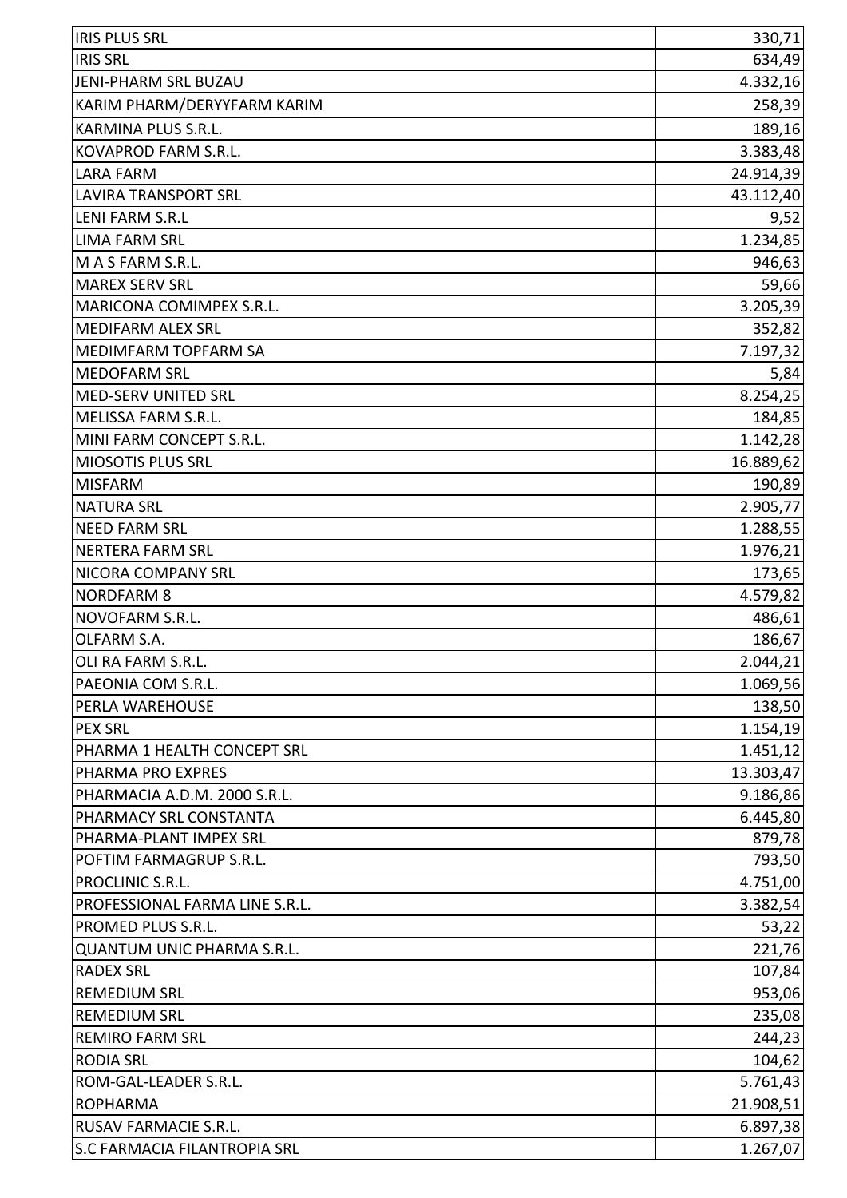| | |
|---|---|
| IRIS PLUS SRL | 330,71 |
| IRIS SRL | 634,49 |
| JENI-PHARM SRL BUZAU | 4.332,16 |
| KARIM PHARM/DERYYFARM KARIM | 258,39 |
| KARMINA PLUS S.R.L. | 189,16 |
| KOVAPROD FARM S.R.L. | 3.383,48 |
| LARA FARM | 24.914,39 |
| LAVIRA TRANSPORT SRL | 43.112,40 |
| LENI FARM S.R.L | 9,52 |
| LIMA FARM SRL | 1.234,85 |
| M A S FARM S.R.L. | 946,63 |
| MAREX SERV SRL | 59,66 |
| MARICONA COMIMPEX S.R.L. | 3.205,39 |
| MEDIFARM ALEX SRL | 352,82 |
| MEDIMFARM TOPFARM SA | 7.197,32 |
| MEDOFARM SRL | 5,84 |
| MED-SERV UNITED SRL | 8.254,25 |
| MELISSA FARM S.R.L. | 184,85 |
| MINI FARM CONCEPT S.R.L. | 1.142,28 |
| MIOSOTIS PLUS SRL | 16.889,62 |
| MISFARM | 190,89 |
| NATURA SRL | 2.905,77 |
| NEED FARM SRL | 1.288,55 |
| NERTERA FARM SRL | 1.976,21 |
| NICORA COMPANY SRL | 173,65 |
| NORDFARM 8 | 4.579,82 |
| NOVOFARM S.R.L. | 486,61 |
| OLFARM S.A. | 186,67 |
| OLI RA FARM S.R.L. | 2.044,21 |
| PAEONIA COM S.R.L. | 1.069,56 |
| PERLA WAREHOUSE | 138,50 |
| PEX SRL | 1.154,19 |
| PHARMA 1 HEALTH CONCEPT SRL | 1.451,12 |
| PHARMA PRO EXPRES | 13.303,47 |
| PHARMACIA A.D.M. 2000 S.R.L. | 9.186,86 |
| PHARMACY SRL CONSTANTA | 6.445,80 |
| PHARMA-PLANT IMPEX SRL | 879,78 |
| POFTIM FARMAGRUP S.R.L. | 793,50 |
| PROCLINIC S.R.L. | 4.751,00 |
| PROFESSIONAL FARMA LINE S.R.L. | 3.382,54 |
| PROMED PLUS S.R.L. | 53,22 |
| QUANTUM UNIC PHARMA S.R.L. | 221,76 |
| RADEX SRL | 107,84 |
| REMEDIUM SRL | 953,06 |
| REMEDIUM SRL | 235,08 |
| REMIRO FARM SRL | 244,23 |
| RODIA SRL | 104,62 |
| ROM-GAL-LEADER S.R.L. | 5.761,43 |
| ROPHARMA | 21.908,51 |
| RUSAV FARMACIE S.R.L. | 6.897,38 |
| S.C FARMACIA FILANTROPIA SRL | 1.267,07 |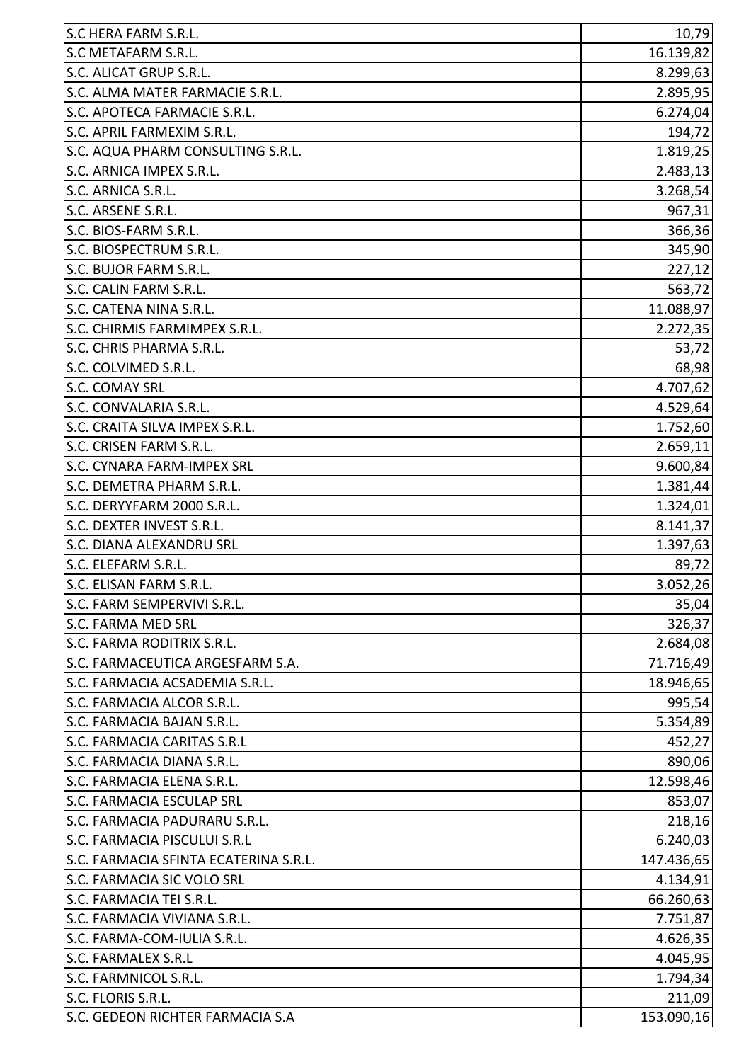| | |
|---|---|
| S.C HERA FARM S.R.L. | 10,79 |
| S.C METAFARM S.R.L. | 16.139,82 |
| S.C. ALICAT GRUP S.R.L. | 8.299,63 |
| S.C. ALMA MATER FARMACIE S.R.L. | 2.895,95 |
| S.C. APOTECA FARMACIE S.R.L. | 6.274,04 |
| S.C. APRIL FARMEXIM S.R.L. | 194,72 |
| S.C. AQUA PHARM CONSULTING S.R.L. | 1.819,25 |
| S.C. ARNICA IMPEX S.R.L. | 2.483,13 |
| S.C. ARNICA S.R.L. | 3.268,54 |
| S.C. ARSENE S.R.L. | 967,31 |
| S.C. BIOS-FARM S.R.L. | 366,36 |
| S.C. BIOSPECTRUM S.R.L. | 345,90 |
| S.C. BUJOR FARM S.R.L. | 227,12 |
| S.C. CALIN FARM S.R.L. | 563,72 |
| S.C. CATENA NINA S.R.L. | 11.088,97 |
| S.C. CHIRMIS FARMIMPEX S.R.L. | 2.272,35 |
| S.C. CHRIS PHARMA S.R.L. | 53,72 |
| S.C. COLVIMED S.R.L. | 68,98 |
| S.C. COMAY SRL | 4.707,62 |
| S.C. CONVALARIA S.R.L. | 4.529,64 |
| S.C. CRAITA SILVA IMPEX S.R.L. | 1.752,60 |
| S.C. CRISEN FARM S.R.L. | 2.659,11 |
| S.C. CYNARA FARM-IMPEX SRL | 9.600,84 |
| S.C. DEMETRA PHARM S.R.L. | 1.381,44 |
| S.C. DERYYFARM 2000 S.R.L. | 1.324,01 |
| S.C. DEXTER INVEST S.R.L. | 8.141,37 |
| S.C. DIANA ALEXANDRU SRL | 1.397,63 |
| S.C. ELEFARM S.R.L. | 89,72 |
| S.C. ELISAN FARM S.R.L. | 3.052,26 |
| S.C. FARM SEMPERVIVI S.R.L. | 35,04 |
| S.C. FARMA MED SRL | 326,37 |
| S.C. FARMA RODITRIX S.R.L. | 2.684,08 |
| S.C. FARMACEUTICA ARGESFARM S.A. | 71.716,49 |
| S.C. FARMACIA ACSADEMIA S.R.L. | 18.946,65 |
| S.C. FARMACIA ALCOR S.R.L. | 995,54 |
| S.C. FARMACIA BAJAN S.R.L. | 5.354,89 |
| S.C. FARMACIA CARITAS S.R.L | 452,27 |
| S.C. FARMACIA DIANA S.R.L. | 890,06 |
| S.C. FARMACIA ELENA S.R.L. | 12.598,46 |
| S.C. FARMACIA ESCULAP SRL | 853,07 |
| S.C. FARMACIA PADURARU S.R.L. | 218,16 |
| S.C. FARMACIA PISCULUI S.R.L | 6.240,03 |
| S.C. FARMACIA SFINTA ECATERINA S.R.L. | 147.436,65 |
| S.C. FARMACIA SIC VOLO SRL | 4.134,91 |
| S.C. FARMACIA TEI S.R.L. | 66.260,63 |
| S.C. FARMACIA VIVIANA S.R.L. | 7.751,87 |
| S.C. FARMA-COM-IULIA S.R.L. | 4.626,35 |
| S.C. FARMALEX S.R.L | 4.045,95 |
| S.C. FARMNICOL S.R.L. | 1.794,34 |
| S.C. FLORIS S.R.L. | 211,09 |
| S.C. GEDEON RICHTER FARMACIA S.A | 153.090,16 |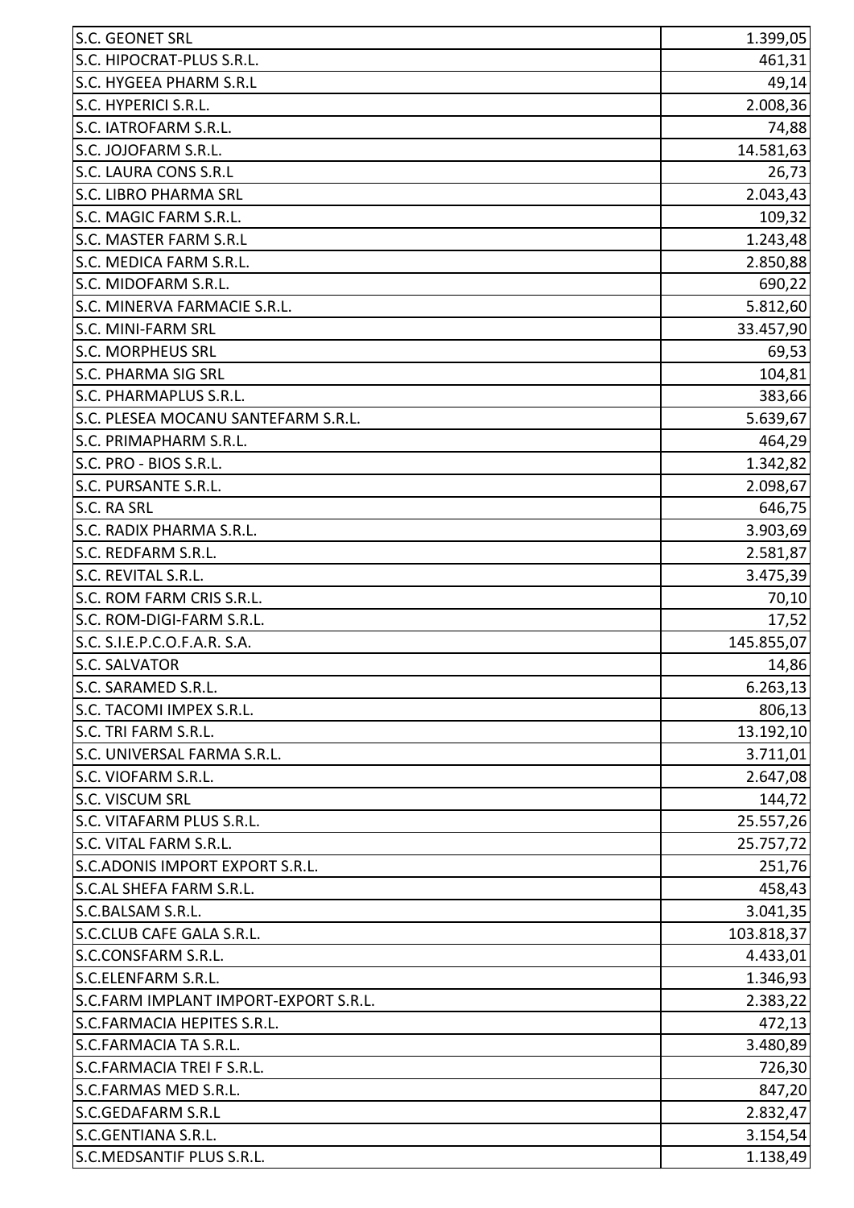| S.C. GEONET SRL | 1.399,05 |
|---|---|
| S.C. HIPOCRAT-PLUS S.R.L. | 461,31 |
| S.C. HYGEEA PHARM S.R.L | 49,14 |
| S.C. HYPERICI S.R.L. | 2.008,36 |
| S.C. IATROFARM S.R.L. | 74,88 |
| S.C. JOJOFARM S.R.L. | 14.581,63 |
| S.C. LAURA CONS S.R.L | 26,73 |
| S.C. LIBRO PHARMA SRL | 2.043,43 |
| S.C. MAGIC FARM S.R.L. | 109,32 |
| S.C. MASTER FARM S.R.L | 1.243,48 |
| S.C. MEDICA FARM S.R.L. | 2.850,88 |
| S.C. MIDOFARM S.R.L. | 690,22 |
| S.C. MINERVA FARMACIE S.R.L. | 5.812,60 |
| S.C. MINI-FARM SRL | 33.457,90 |
| S.C. MORPHEUS SRL | 69,53 |
| S.C. PHARMA SIG SRL | 104,81 |
| S.C. PHARMAPLUS S.R.L. | 383,66 |
| S.C. PLESEA MOCANU SANTEFARM S.R.L. | 5.639,67 |
| S.C. PRIMAPHARM S.R.L. | 464,29 |
| S.C. PRO - BIOS S.R.L. | 1.342,82 |
| S.C. PURSANTE S.R.L. | 2.098,67 |
| S.C. RA SRL | 646,75 |
| S.C. RADIX PHARMA S.R.L. | 3.903,69 |
| S.C. REDFARM S.R.L. | 2.581,87 |
| S.C. REVITAL S.R.L. | 3.475,39 |
| S.C. ROM FARM CRIS S.R.L. | 70,10 |
| S.C. ROM-DIGI-FARM S.R.L. | 17,52 |
| S.C. S.I.E.P.C.O.F.A.R. S.A. | 145.855,07 |
| S.C. SALVATOR | 14,86 |
| S.C. SARAMED S.R.L. | 6.263,13 |
| S.C. TACOMI IMPEX S.R.L. | 806,13 |
| S.C. TRI FARM S.R.L. | 13.192,10 |
| S.C. UNIVERSAL FARMA S.R.L. | 3.711,01 |
| S.C. VIOFARM S.R.L. | 2.647,08 |
| S.C. VISCUM SRL | 144,72 |
| S.C. VITAFARM PLUS S.R.L. | 25.557,26 |
| S.C. VITAL FARM S.R.L. | 25.757,72 |
| S.C.ADONIS IMPORT EXPORT S.R.L. | 251,76 |
| S.C.AL SHEFA FARM S.R.L. | 458,43 |
| S.C.BALSAM S.R.L. | 3.041,35 |
| S.C.CLUB CAFE GALA S.R.L. | 103.818,37 |
| S.C.CONSFARM S.R.L. | 4.433,01 |
| S.C.ELENFARM S.R.L. | 1.346,93 |
| S.C.FARM IMPLANT IMPORT-EXPORT S.R.L. | 2.383,22 |
| S.C.FARMACIA HEPITES S.R.L. | 472,13 |
| S.C.FARMACIA TA S.R.L. | 3.480,89 |
| S.C.FARMACIA TREI F S.R.L. | 726,30 |
| S.C.FARMAS MED S.R.L. | 847,20 |
| S.C.GEDAFARM S.R.L | 2.832,47 |
| S.C.GENTIANA S.R.L. | 3.154,54 |
| S.C.MEDSANTIF PLUS S.R.L. | 1.138,49 |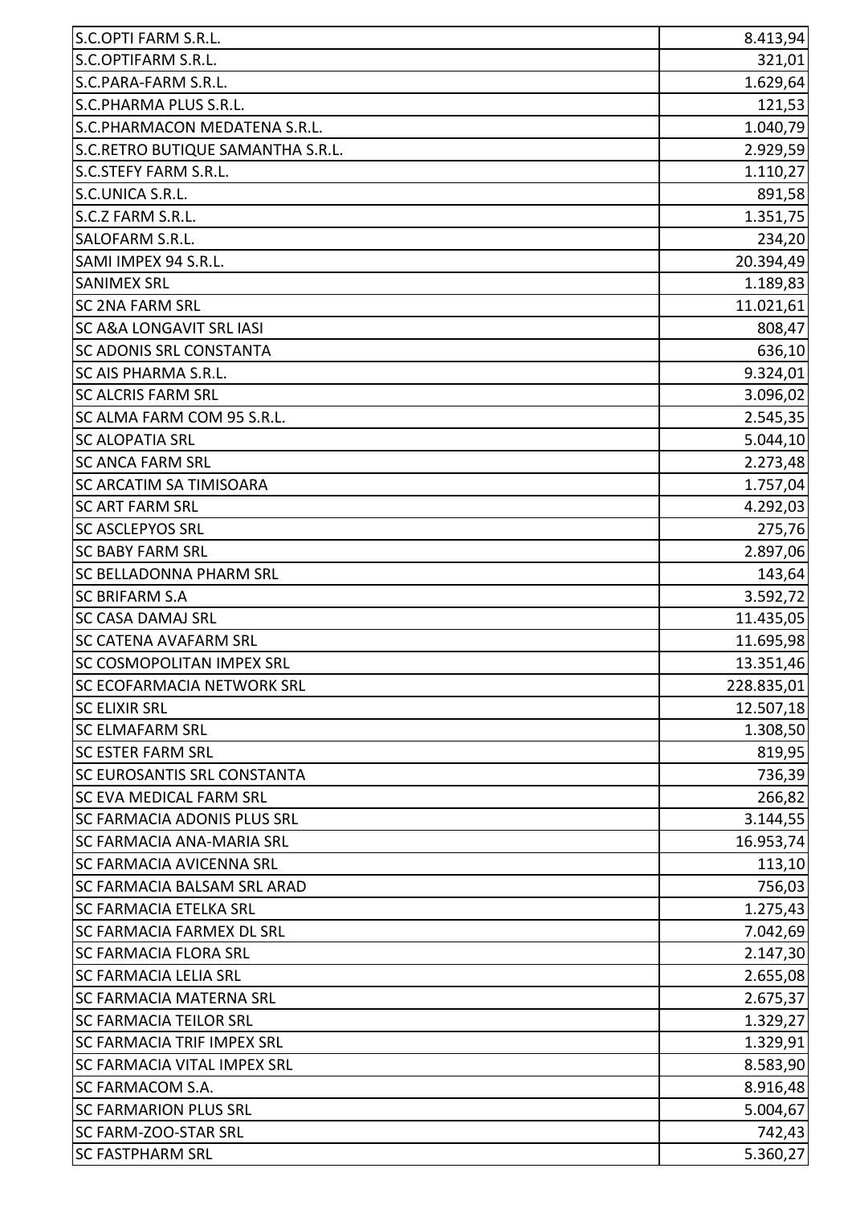| S.C.OPTI FARM S.R.L. | 8.413,94 |
|---|---|
| S.C.OPTIFARM S.R.L. | 321,01 |
| S.C.PARA-FARM S.R.L. | 1.629,64 |
| S.C.PHARMA PLUS S.R.L. | 121,53 |
| S.C.PHARMACON MEDATENA S.R.L. | 1.040,79 |
| S.C.RETRO BUTIQUE SAMANTHA S.R.L. | 2.929,59 |
| S.C.STEFY FARM S.R.L. | 1.110,27 |
| S.C.UNICA S.R.L. | 891,58 |
| S.C.Z FARM S.R.L. | 1.351,75 |
| SALOFARM S.R.L. | 234,20 |
| SAMI IMPEX 94 S.R.L. | 20.394,49 |
| SANIMEX SRL | 1.189,83 |
| SC 2NA FARM SRL | 11.021,61 |
| SC A&A LONGAVIT SRL IASI | 808,47 |
| SC ADONIS SRL CONSTANTA | 636,10 |
| SC AIS PHARMA S.R.L. | 9.324,01 |
| SC ALCRIS FARM SRL | 3.096,02 |
| SC ALMA FARM COM 95 S.R.L. | 2.545,35 |
| SC ALOPATIA SRL | 5.044,10 |
| SC ANCA FARM SRL | 2.273,48 |
| SC ARCATIM SA TIMISOARA | 1.757,04 |
| SC ART FARM SRL | 4.292,03 |
| SC ASCLEPYOS SRL | 275,76 |
| SC BABY FARM SRL | 2.897,06 |
| SC BELLADONNA PHARM SRL | 143,64 |
| SC BRIFARM S.A | 3.592,72 |
| SC CASA DAMAJ SRL | 11.435,05 |
| SC CATENA AVAFARM SRL | 11.695,98 |
| SC COSMOPOLITAN IMPEX SRL | 13.351,46 |
| SC ECOFARMACIA NETWORK SRL | 228.835,01 |
| SC ELIXIR SRL | 12.507,18 |
| SC ELMAFARM SRL | 1.308,50 |
| SC ESTER FARM SRL | 819,95 |
| SC EUROSANTIS SRL CONSTANTA | 736,39 |
| SC EVA MEDICAL FARM SRL | 266,82 |
| SC FARMACIA ADONIS PLUS SRL | 3.144,55 |
| SC FARMACIA ANA-MARIA SRL | 16.953,74 |
| SC FARMACIA AVICENNA SRL | 113,10 |
| SC FARMACIA BALSAM SRL ARAD | 756,03 |
| SC FARMACIA ETELKA SRL | 1.275,43 |
| SC FARMACIA FARMEX DL SRL | 7.042,69 |
| SC FARMACIA FLORA SRL | 2.147,30 |
| SC FARMACIA LELIA SRL | 2.655,08 |
| SC FARMACIA MATERNA SRL | 2.675,37 |
| SC FARMACIA TEILOR SRL | 1.329,27 |
| SC FARMACIA TRIF IMPEX SRL | 1.329,91 |
| SC FARMACIA VITAL IMPEX SRL | 8.583,90 |
| SC FARMACOM S.A. | 8.916,48 |
| SC FARMARION PLUS SRL | 5.004,67 |
| SC FARM-ZOO-STAR SRL | 742,43 |
| SC FASTPHARM SRL | 5.360,27 |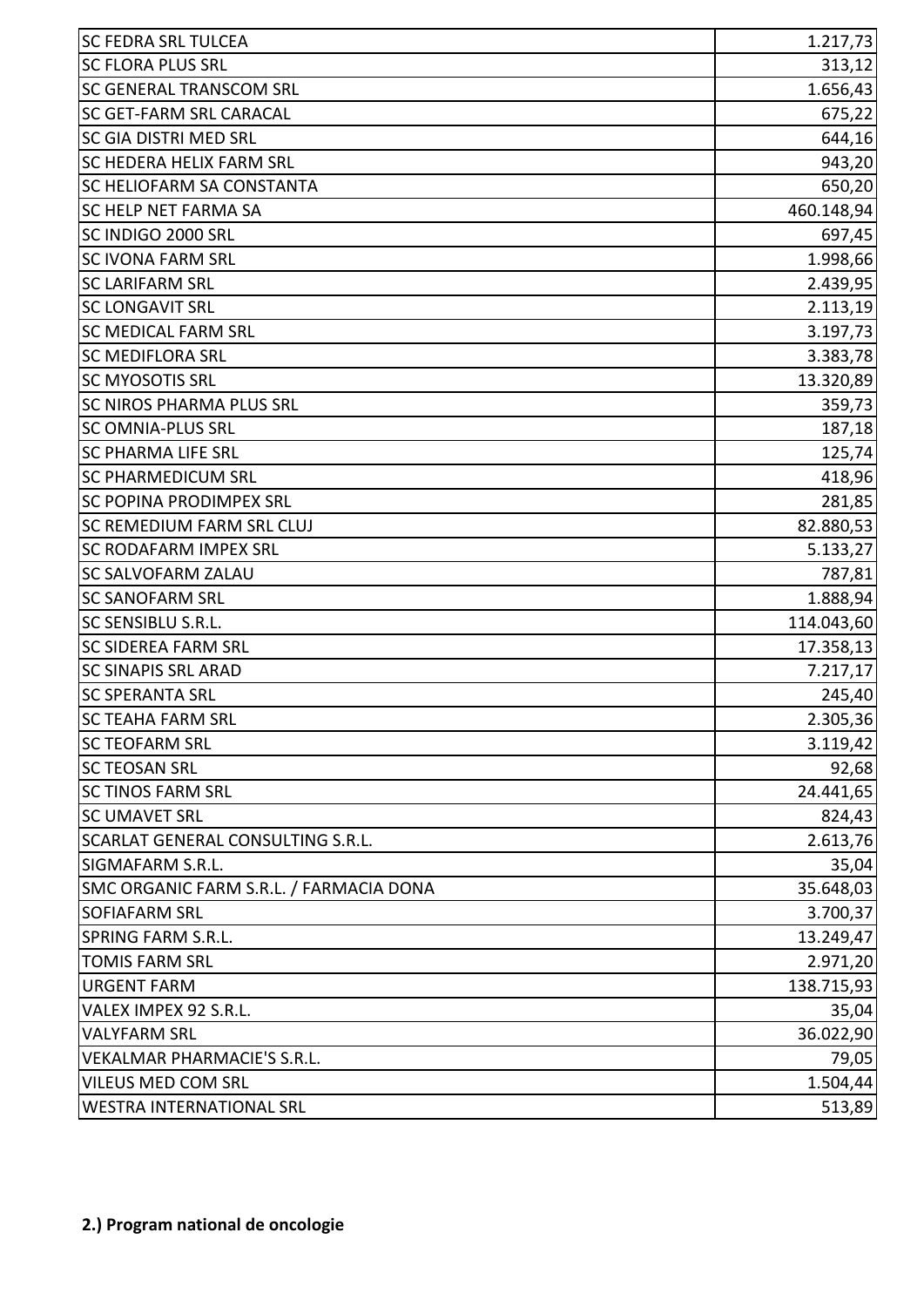| | |
|---|---|
| SC FEDRA SRL TULCEA | 1.217,73 |
| SC FLORA PLUS SRL | 313,12 |
| SC GENERAL TRANSCOM SRL | 1.656,43 |
| SC GET-FARM SRL CARACAL | 675,22 |
| SC GIA DISTRI MED SRL | 644,16 |
| SC HEDERA HELIX FARM SRL | 943,20 |
| SC HELIOFARM SA CONSTANTA | 650,20 |
| SC HELP NET FARMA SA | 460.148,94 |
| SC INDIGO 2000 SRL | 697,45 |
| SC IVONA FARM SRL | 1.998,66 |
| SC LARIFARM SRL | 2.439,95 |
| SC LONGAVIT SRL | 2.113,19 |
| SC MEDICAL FARM SRL | 3.197,73 |
| SC MEDIFLORA SRL | 3.383,78 |
| SC MYOSOTIS SRL | 13.320,89 |
| SC NIROS PHARMA PLUS SRL | 359,73 |
| SC OMNIA-PLUS SRL | 187,18 |
| SC PHARMA LIFE SRL | 125,74 |
| SC PHARMEDICUM SRL | 418,96 |
| SC POPINA PRODIMPEX SRL | 281,85 |
| SC REMEDIUM FARM SRL CLUJ | 82.880,53 |
| SC RODAFARM IMPEX SRL | 5.133,27 |
| SC SALVOFARM ZALAU | 787,81 |
| SC SANOFARM SRL | 1.888,94 |
| SC SENSIBLU S.R.L. | 114.043,60 |
| SC SIDEREA FARM SRL | 17.358,13 |
| SC SINAPIS SRL ARAD | 7.217,17 |
| SC SPERANTA SRL | 245,40 |
| SC TEAHA FARM SRL | 2.305,36 |
| SC TEOFARM SRL | 3.119,42 |
| SC TEOSAN SRL | 92,68 |
| SC TINOS FARM SRL | 24.441,65 |
| SC UMAVET SRL | 824,43 |
| SCARLAT GENERAL CONSULTING S.R.L. | 2.613,76 |
| SIGMAFARM S.R.L. | 35,04 |
| SMC ORGANIC FARM S.R.L. / FARMACIA DONA | 35.648,03 |
| SOFIAFARM SRL | 3.700,37 |
| SPRING FARM S.R.L. | 13.249,47 |
| TOMIS FARM SRL | 2.971,20 |
| URGENT FARM | 138.715,93 |
| VALEX IMPEX 92 S.R.L. | 35,04 |
| VALYFARM SRL | 36.022,90 |
| VEKALMAR PHARMACIE'S S.R.L. | 79,05 |
| VILEUS MED COM SRL | 1.504,44 |
| WESTRA INTERNATIONAL SRL | 513,89 |

**2.) Program national de oncologie**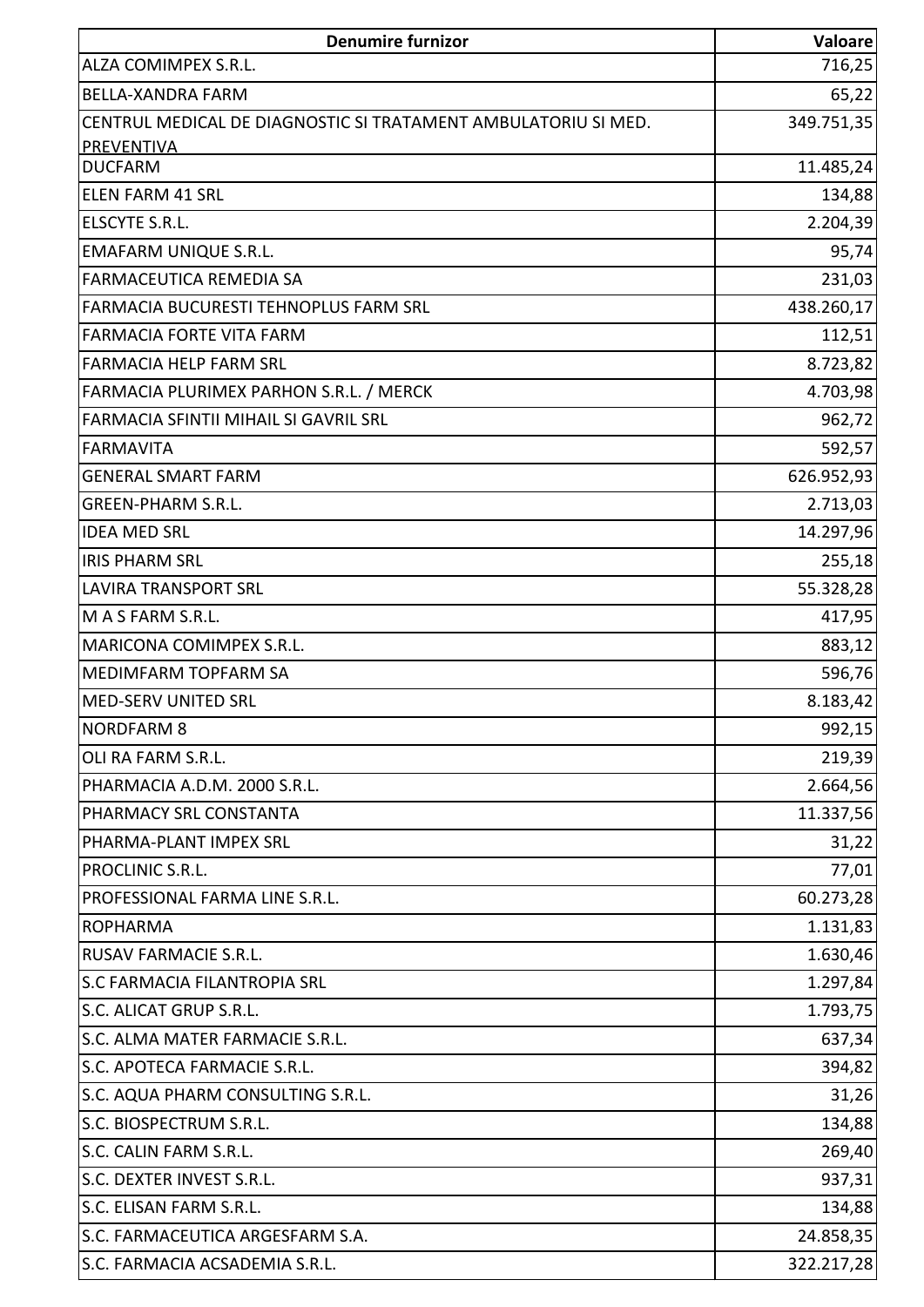| Denumire furnizor | Valoare |
| --- | --- |
| ALZA COMIMPEX S.R.L. | 716,25 |
| BELLA-XANDRA FARM | 65,22 |
| CENTRUL MEDICAL DE DIAGNOSTIC SI TRATAMENT AMBULATORIU SI MED. PREVENTIVA | 349.751,35 |
| DUCFARM | 11.485,24 |
| ELEN FARM 41 SRL | 134,88 |
| ELSCYTE S.R.L. | 2.204,39 |
| EMAFARM UNIQUE S.R.L. | 95,74 |
| FARMACEUTICA REMEDIA SA | 231,03 |
| FARMACIA BUCURESTI TEHNOPLUS FARM SRL | 438.260,17 |
| FARMACIA FORTE VITA FARM | 112,51 |
| FARMACIA HELP FARM SRL | 8.723,82 |
| FARMACIA PLURIMEX PARHON S.R.L. / MERCK | 4.703,98 |
| FARMACIA SFINTII MIHAIL SI GAVRIL SRL | 962,72 |
| FARMAVITA | 592,57 |
| GENERAL SMART FARM | 626.952,93 |
| GREEN-PHARM S.R.L. | 2.713,03 |
| IDEA MED SRL | 14.297,96 |
| IRIS PHARM SRL | 255,18 |
| LAVIRA TRANSPORT SRL | 55.328,28 |
| M A S FARM S.R.L. | 417,95 |
| MARICONA COMIMPEX S.R.L. | 883,12 |
| MEDIMFARM TOPFARM SA | 596,76 |
| MED-SERV UNITED SRL | 8.183,42 |
| NORDFARM 8 | 992,15 |
| OLI RA FARM S.R.L. | 219,39 |
| PHARMACIA A.D.M. 2000 S.R.L. | 2.664,56 |
| PHARMACY SRL CONSTANTA | 11.337,56 |
| PHARMA-PLANT IMPEX SRL | 31,22 |
| PROCLINIC S.R.L. | 77,01 |
| PROFESSIONAL FARMA LINE S.R.L. | 60.273,28 |
| ROPHARMA | 1.131,83 |
| RUSAV FARMACIE S.R.L. | 1.630,46 |
| S.C FARMACIA FILANTROPIA SRL | 1.297,84 |
| S.C. ALICAT GRUP S.R.L. | 1.793,75 |
| S.C. ALMA MATER FARMACIE S.R.L. | 637,34 |
| S.C. APOTECA FARMACIE S.R.L. | 394,82 |
| S.C. AQUA PHARM CONSULTING S.R.L. | 31,26 |
| S.C. BIOSPECTRUM S.R.L. | 134,88 |
| S.C. CALIN FARM S.R.L. | 269,40 |
| S.C. DEXTER INVEST S.R.L. | 937,31 |
| S.C. ELISAN FARM S.R.L. | 134,88 |
| S.C. FARMACEUTICA ARGESFARM S.A. | 24.858,35 |
| S.C. FARMACIA ACSADEMIA S.R.L. | 322.217,28 |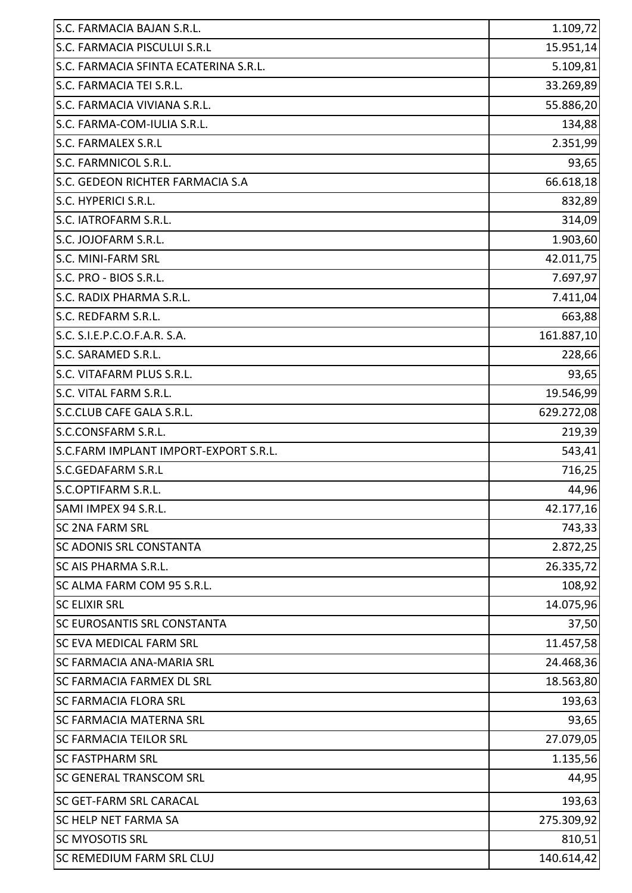| S.C. FARMACIA BAJAN S.R.L. | 1.109,72 |
|---|---:|
| S.C. FARMACIA PISCULUI S.R.L | 15.951,14 |
| S.C. FARMACIA SFINTA ECATERINA S.R.L. | 5.109,81 |
| S.C. FARMACIA TEI S.R.L. | 33.269,89 |
| S.C. FARMACIA VIVIANA S.R.L. | 55.886,20 |
| S.C. FARMA-COM-IULIA S.R.L. | 134,88 |
| S.C. FARMALEX S.R.L | 2.351,99 |
| S.C. FARMNICOL S.R.L. | 93,65 |
| S.C. GEDEON RICHTER FARMACIA S.A | 66.618,18 |
| S.C. HYPERICI S.R.L. | 832,89 |
| S.C. IATROFARM S.R.L. | 314,09 |
| S.C. JOJOFARM S.R.L. | 1.903,60 |
| S.C. MINI-FARM SRL | 42.011,75 |
| S.C. PRO - BIOS S.R.L. | 7.697,97 |
| S.C. RADIX PHARMA S.R.L. | 7.411,04 |
| S.C. REDFARM S.R.L. | 663,88 |
| S.C. S.I.E.P.C.O.F.A.R. S.A. | 161.887,10 |
| S.C. SARAMED S.R.L. | 228,66 |
| S.C. VITAFARM PLUS S.R.L. | 93,65 |
| S.C. VITAL FARM S.R.L. | 19.546,99 |
| S.C.CLUB CAFE GALA S.R.L. | 629.272,08 |
| S.C.CONSFARM S.R.L. | 219,39 |
| S.C.FARM IMPLANT IMPORT-EXPORT S.R.L. | 543,41 |
| S.C.GEDAFARM S.R.L | 716,25 |
| S.C.OPTIFARM S.R.L. | 44,96 |
| SAMI IMPEX 94 S.R.L. | 42.177,16 |
| SC 2NA FARM SRL | 743,33 |
| SC ADONIS SRL CONSTANTA | 2.872,25 |
| SC AIS PHARMA S.R.L. | 26.335,72 |
| SC ALMA FARM COM 95 S.R.L. | 108,92 |
| SC ELIXIR SRL | 14.075,96 |
| SC EUROSANTIS SRL CONSTANTA | 37,50 |
| SC EVA MEDICAL FARM SRL | 11.457,58 |
| SC FARMACIA ANA-MARIA SRL | 24.468,36 |
| SC FARMACIA FARMEX DL SRL | 18.563,80 |
| SC FARMACIA FLORA SRL | 193,63 |
| SC FARMACIA MATERNA SRL | 93,65 |
| SC FARMACIA TEILOR SRL | 27.079,05 |
| SC FASTPHARM SRL | 1.135,56 |
| SC GENERAL TRANSCOM SRL | 44,95 |
| SC GET-FARM SRL CARACAL | 193,63 |
| SC HELP NET FARMA SA | 275.309,92 |
| SC MYOSOTIS SRL | 810,51 |
| SC REMEDIUM FARM SRL CLUJ | 140.614,42 |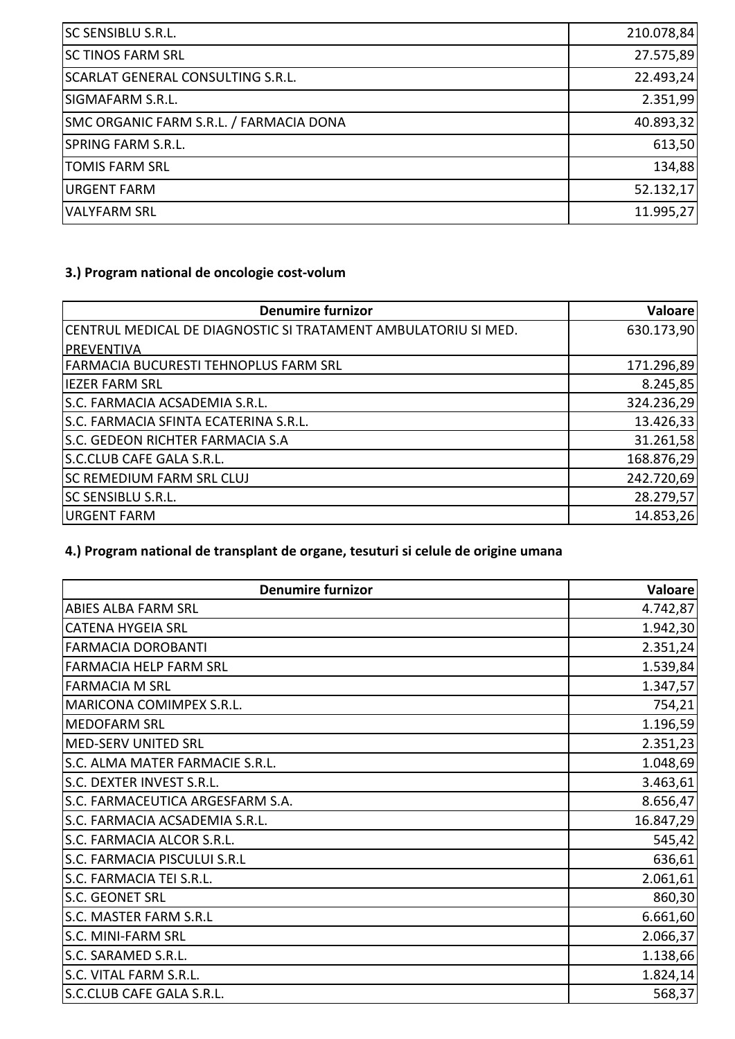| | |
|---|---:|
| SC SENSIBLU S.R.L. | 210.078,84 |
| SC TINOS FARM SRL | 27.575,89 |
| SCARLAT GENERAL CONSULTING S.R.L. | 22.493,24 |
| SIGMAFARM S.R.L. | 2.351,99 |
| SMC ORGANIC FARM S.R.L. / FARMACIA DONA | 40.893,32 |
| SPRING FARM S.R.L. | 613,50 |
| TOMIS FARM SRL | 134,88 |
| URGENT FARM | 52.132,17 |
| VALYFARM SRL | 11.995,27 |

**3.) Program national de oncologie cost-volum**

| Denumire furnizor | Valoare |
|---|---:|
| CENTRUL MEDICAL DE DIAGNOSTIC SI TRATAMENT AMBULATORIU SI MED. PREVENTIVA | 630.173,90 |
| FARMACIA BUCURESTI TEHNOPLUS FARM SRL | 171.296,89 |
| IEZER FARM SRL | 8.245,85 |
| S.C. FARMACIA ACSADEMIA S.R.L. | 324.236,29 |
| S.C. FARMACIA SFINTA ECATERINA S.R.L. | 13.426,33 |
| S.C. GEDEON RICHTER FARMACIA S.A | 31.261,58 |
| S.C.CLUB CAFE GALA S.R.L. | 168.876,29 |
| SC REMEDIUM FARM SRL CLUJ | 242.720,69 |
| SC SENSIBLU S.R.L. | 28.279,57 |
| URGENT FARM | 14.853,26 |

**4.) Program national de transplant de organe, tesuturi si celule de origine umana**

| Denumire furnizor | Valoare |
|---|---:|
| ABIES ALBA FARM SRL | 4.742,87 |
| CATENA HYGEIA SRL | 1.942,30 |
| FARMACIA DOROBANTI | 2.351,24 |
| FARMACIA HELP FARM SRL | 1.539,84 |
| FARMACIA M SRL | 1.347,57 |
| MARICONA COMIMPEX S.R.L. | 754,21 |
| MEDOFARM SRL | 1.196,59 |
| MED-SERV UNITED SRL | 2.351,23 |
| S.C. ALMA MATER FARMACIE S.R.L. | 1.048,69 |
| S.C. DEXTER INVEST S.R.L. | 3.463,61 |
| S.C. FARMACEUTICA ARGESFARM S.A. | 8.656,47 |
| S.C. FARMACIA ACSADEMIA S.R.L. | 16.847,29 |
| S.C. FARMACIA ALCOR S.R.L. | 545,42 |
| S.C. FARMACIA PISCULUI S.R.L | 636,61 |
| S.C. FARMACIA TEI S.R.L. | 2.061,61 |
| S.C. GEONET SRL | 860,30 |
| S.C. MASTER FARM S.R.L | 6.661,60 |
| S.C. MINI-FARM SRL | 2.066,37 |
| S.C. SARAMED S.R.L. | 1.138,66 |
| S.C. VITAL FARM S.R.L. | 1.824,14 |
| S.C.CLUB CAFE GALA S.R.L. | 568,37 |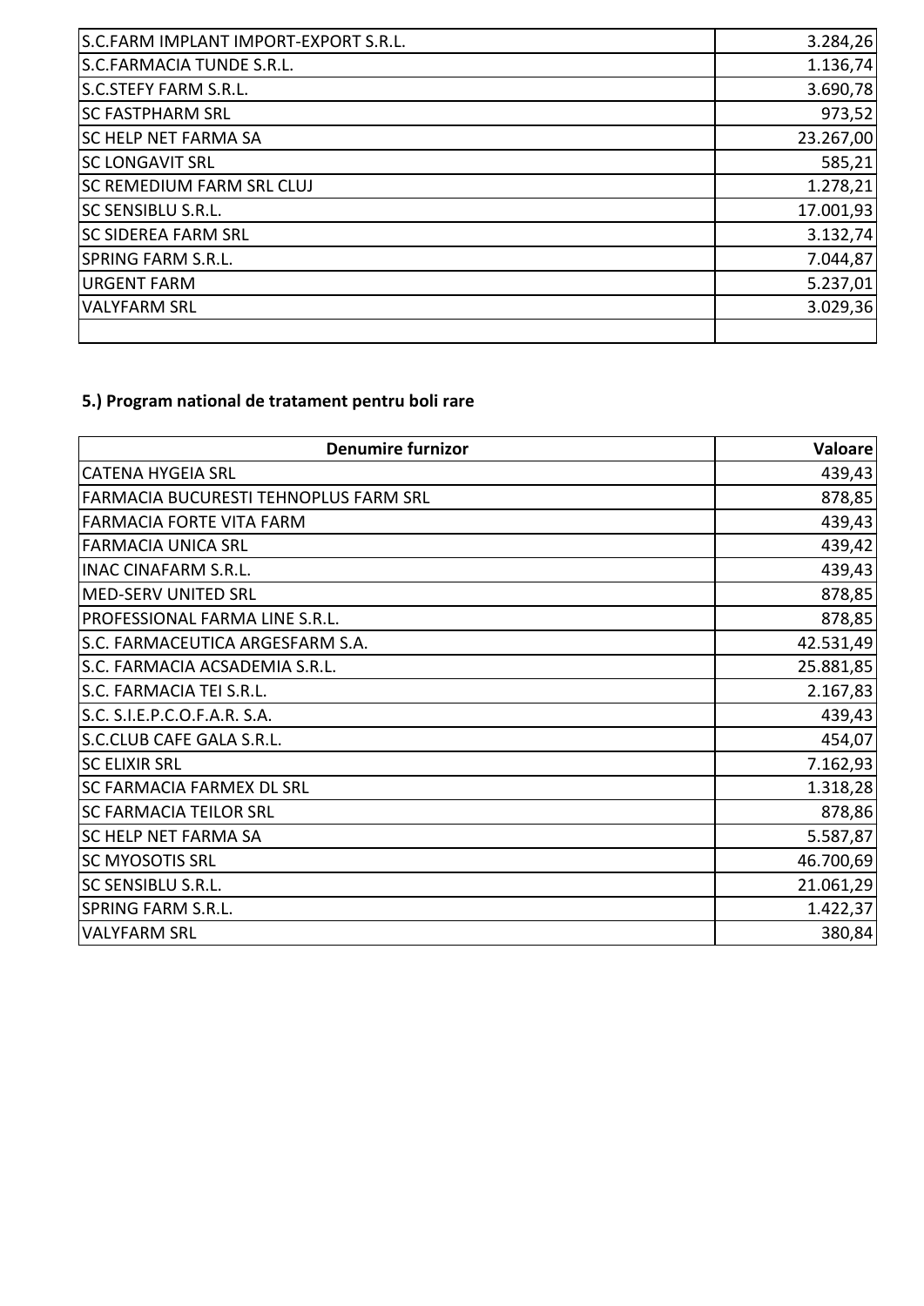| | |
|---|---|
| S.C.FARM IMPLANT IMPORT-EXPORT S.R.L. | 3.284,26 |
| S.C.FARMACIA TUNDE S.R.L. | 1.136,74 |
| S.C.STEFY FARM S.R.L. | 3.690,78 |
| SC FASTPHARM SRL | 973,52 |
| SC HELP NET FARMA SA | 23.267,00 |
| SC LONGAVIT SRL | 585,21 |
| SC REMEDIUM FARM SRL CLUJ | 1.278,21 |
| SC SENSIBLU S.R.L. | 17.001,93 |
| SC SIDEREA FARM SRL | 3.132,74 |
| SPRING FARM S.R.L. | 7.044,87 |
| URGENT FARM | 5.237,01 |
| VALYFARM SRL | 3.029,36 |
| | |

**5.) Program national de tratament pentru boli rare**

| Denumire furnizor | Valoare |
|---|---|
| CATENA HYGEIA SRL | 439,43 |
| FARMACIA BUCURESTI TEHNOPLUS FARM SRL | 878,85 |
| FARMACIA FORTE VITA FARM | 439,43 |
| FARMACIA UNICA SRL | 439,42 |
| INAC CINAFARM S.R.L. | 439,43 |
| MED-SERV UNITED SRL | 878,85 |
| PROFESSIONAL FARMA LINE S.R.L. | 878,85 |
| S.C. FARMACEUTICA ARGESFARM S.A. | 42.531,49 |
| S.C. FARMACIA ACSADEMIA S.R.L. | 25.881,85 |
| S.C. FARMACIA TEI S.R.L. | 2.167,83 |
| S.C. S.I.E.P.C.O.F.A.R. S.A. | 439,43 |
| S.C.CLUB CAFE GALA S.R.L. | 454,07 |
| SC ELIXIR SRL | 7.162,93 |
| SC FARMACIA FARMEX DL SRL | 1.318,28 |
| SC FARMACIA TEILOR SRL | 878,86 |
| SC HELP NET FARMA SA | 5.587,87 |
| SC MYOSOTIS SRL | 46.700,69 |
| SC SENSIBLU S.R.L. | 21.061,29 |
| SPRING FARM S.R.L. | 1.422,37 |
| VALYFARM SRL | 380,84 |